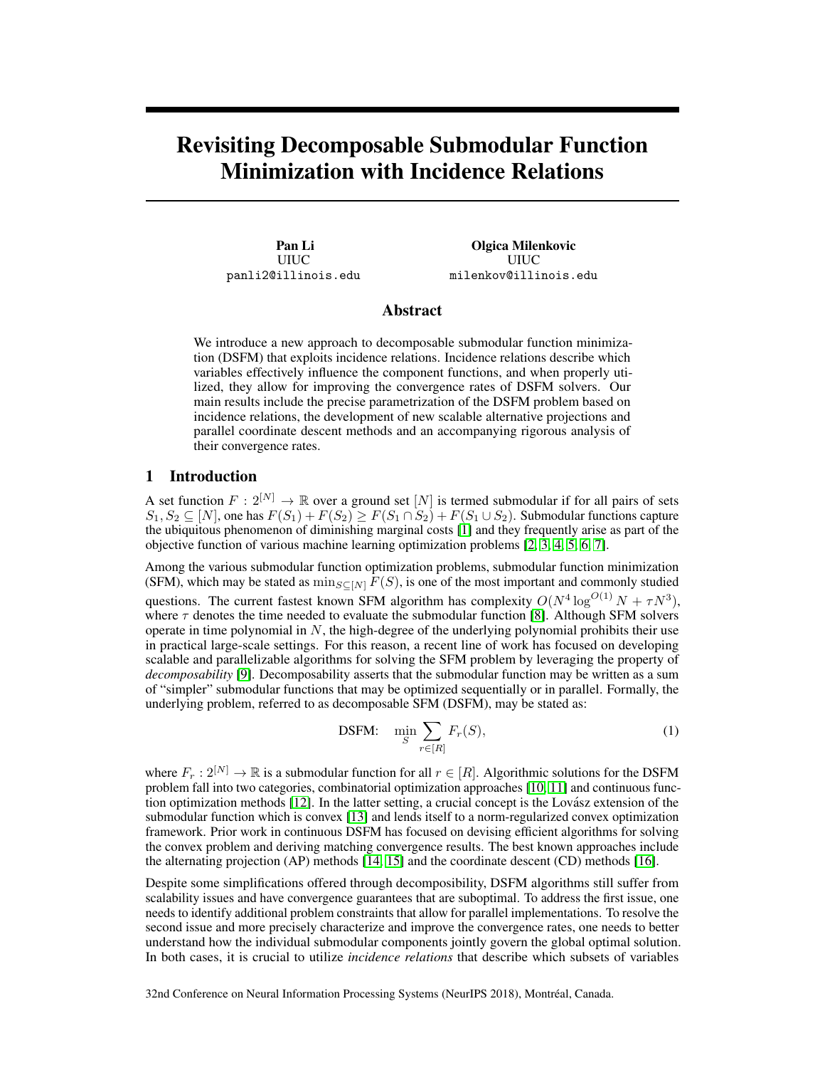# Revisiting Decomposable Submodular Function Minimization with Incidence Relations

**Pan Li**
UIUC
panli2@illinois.edu

**Olgica Milenkovic**
UIUC
milenkov@illinois.edu

## Abstract

We introduce a new approach to decomposable submodular function minimization (DSFM) that exploits incidence relations. Incidence relations describe which variables effectively influence the component functions, and when properly utilized, they allow for improving the convergence rates of DSFM solvers. Our main results include the precise parametrization of the DSFM problem based on incidence relations, the development of new scalable alternative projections and parallel coordinate descent methods and an accompanying rigorous analysis of their convergence rates.

## 1 Introduction

A set function $F : 2^{[N]} \to \mathbb{R}$ over a ground set $[N]$ is termed submodular if for all pairs of sets $S_1, S_2 \subseteq [N]$, one has $F(S_1) + F(S_2) \geq F(S_1 \cap S_2) + F(S_1 \cup S_2)$. Submodular functions capture the ubiquitous phenomenon of diminishing marginal costs [1] and they frequently arise as part of the objective function of various machine learning optimization problems [2, 3, 4, 5, 6, 7].

Among the various submodular function optimization problems, submodular function minimization (SFM), which may be stated as $\min_{S \subseteq [N]} F(S)$, is one of the most important and commonly studied questions. The current fastest known SFM algorithm has complexity $O(N^4 \log^{O(1)} N + \tau N^3)$, where $\tau$ denotes the time needed to evaluate the submodular function [8]. Although SFM solvers operate in time polynomial in $N$, the high-degree of the underlying polynomial prohibits their use in practical large-scale settings. For this reason, a recent line of work has focused on developing scalable and parallelizable algorithms for solving the SFM problem by leveraging the property of *decomposability* [9]. Decomposability asserts that the submodular function may be written as a sum of "simpler" submodular functions that may be optimized sequentially or in parallel. Formally, the underlying problem, referred to as decomposable SFM (DSFM), may be stated as:

$$\text{DSFM:} \quad \min_{S} \sum_{r \in [R]} F_r(S), \tag{1}$$

where $F_r : 2^{[N]} \to \mathbb{R}$ is a submodular function for all $r \in [R]$. Algorithmic solutions for the DSFM problem fall into two categories, combinatorial optimization approaches [10, 11] and continuous function optimization methods [12]. In the latter setting, a crucial concept is the Lovász extension of the submodular function which is convex [13] and lends itself to a norm-regularized convex optimization framework. Prior work in continuous DSFM has focused on devising efficient algorithms for solving the convex problem and deriving matching convergence results. The best known approaches include the alternating projection (AP) methods [14, 15] and the coordinate descent (CD) methods [16].

Despite some simplifications offered through decomposibility, DSFM algorithms still suffer from scalability issues and have convergence guarantees that are suboptimal. To address the first issue, one needs to identify additional problem constraints that allow for parallel implementations. To resolve the second issue and more precisely characterize and improve the convergence rates, one needs to better understand how the individual submodular components jointly govern the global optimal solution. In both cases, it is crucial to utilize *incidence relations* that describe which subsets of variables

32nd Conference on Neural Information Processing Systems (NeurIPS 2018), Montréal, Canada.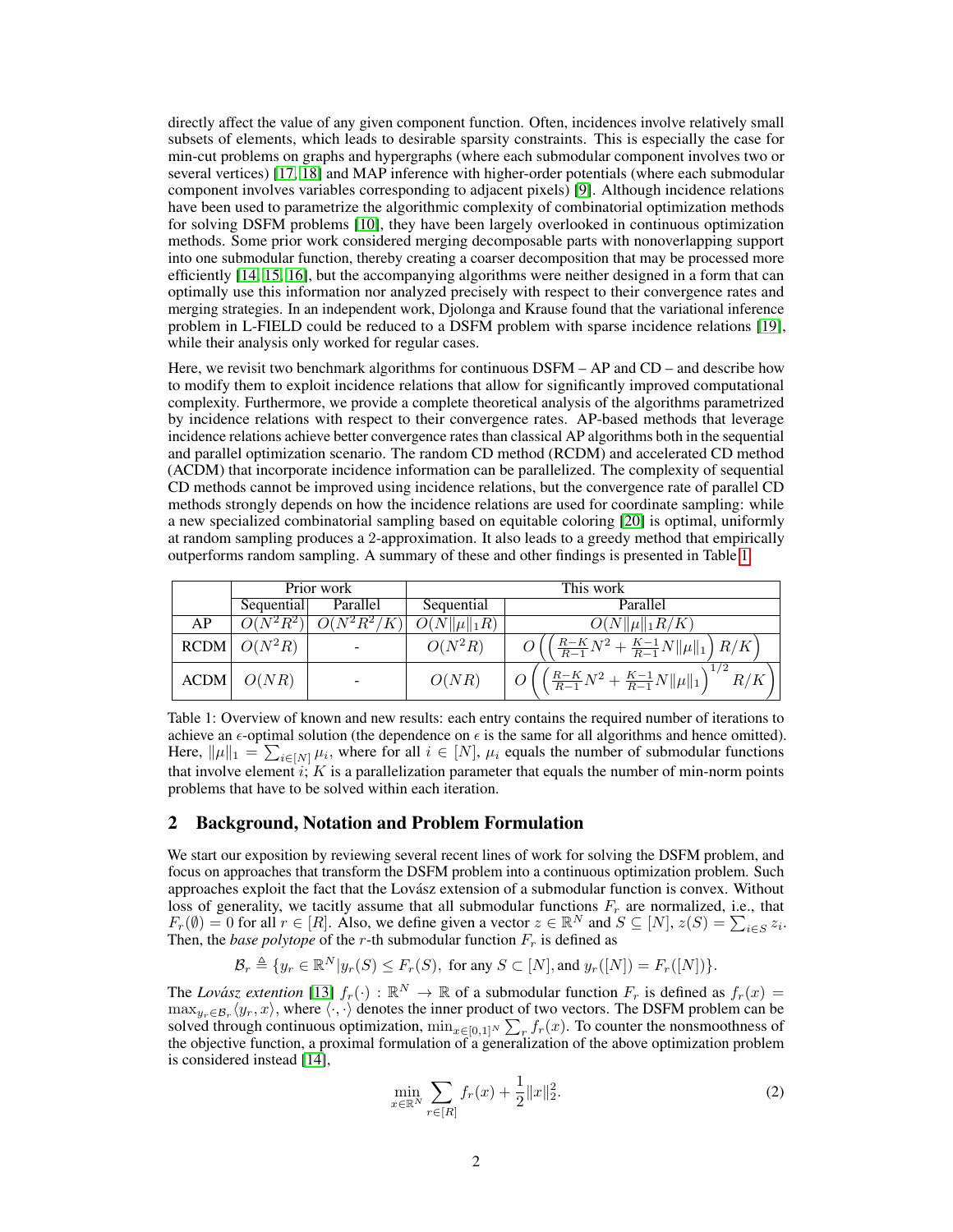directly affect the value of any given component function. Often, incidences involve relatively small subsets of elements, which leads to desirable sparsity constraints. This is especially the case for min-cut problems on graphs and hypergraphs (where each submodular component involves two or several vertices) [17, 18] and MAP inference with higher-order potentials (where each submodular component involves variables corresponding to adjacent pixels) [9]. Although incidence relations have been used to parametrize the algorithmic complexity of combinatorial optimization methods for solving DSFM problems [10], they have been largely overlooked in continuous optimization methods. Some prior work considered merging decomposable parts with nonoverlapping support into one submodular function, thereby creating a coarser decomposition that may be processed more efficiently [14, 15, 16], but the accompanying algorithms were neither designed in a form that can optimally use this information nor analyzed precisely with respect to their convergence rates and merging strategies. In an independent work, Djolonga and Krause found that the variational inference problem in L-FIELD could be reduced to a DSFM problem with sparse incidence relations [19], while their analysis only worked for regular cases.

Here, we revisit two benchmark algorithms for continuous DSFM – AP and CD – and describe how to modify them to exploit incidence relations that allow for significantly improved computational complexity. Furthermore, we provide a complete theoretical analysis of the algorithms parametrized by incidence relations with respect to their convergence rates. AP-based methods that leverage incidence relations achieve better convergence rates than classical AP algorithms both in the sequential and parallel optimization scenario. The random CD method (RCDM) and accelerated CD method (ACDM) that incorporate incidence information can be parallelized. The complexity of sequential CD methods cannot be improved using incidence relations, but the convergence rate of parallel CD methods strongly depends on how the incidence relations are used for coordinate sampling: while a new specialized combinatorial sampling based on equitable coloring [20] is optimal, uniformly at random sampling produces a 2-approximation. It also leads to a greedy method that empirically outperforms random sampling. A summary of these and other findings is presented in Table 1.

| | Prior work | | This work | |
|---|---|---|---|---|
| | Sequential | Parallel | Sequential | Parallel |
| AP | $O(N^2R^2)$ | $O(N^2R^2/K)$ | $O(N\|\mu\|_1R)$ | $O(N\|\mu\|_1R/K)$ |
| RCDM | $O(N^2R)$ | - | $O(N^2R)$ | $O\left(\left(\frac{R-K}{R-1}N^2 + \frac{K-1}{R-1}N\|\mu\|_1\right)R/K\right)$ |
| ACDM | $O(NR)$ | - | $O(NR)$ | $O\left(\left(\frac{R-K}{R-1}N^2 + \frac{K-1}{R-1}N\|\mu\|_1\right)^{1/2}R/K\right)$ |

Table 1: Overview of known and new results: each entry contains the required number of iterations to achieve an $\epsilon$-optimal solution (the dependence on $\epsilon$ is the same for all algorithms and hence omitted). Here, $\|\mu\|_1 = \sum_{i\in[N]}\mu_i$, where for all $i \in [N]$, $\mu_i$ equals the number of submodular functions that involve element $i$; $K$ is a parallelization parameter that equals the number of min-norm points problems that have to be solved within each iteration.

## 2 Background, Notation and Problem Formulation

We start our exposition by reviewing several recent lines of work for solving the DSFM problem, and focus on approaches that transform the DSFM problem into a continuous optimization problem. Such approaches exploit the fact that the Lovász extension of a submodular function is convex. Without loss of generality, we tacitly assume that all submodular functions $F_r$ are normalized, i.e., that $F_r(\emptyset) = 0$ for all $r \in [R]$. Also, we define given a vector $z \in \mathbb{R}^N$ and $S \subseteq [N]$, $z(S) = \sum_{i\in S} z_i$. Then, the *base polytope* of the $r$-th submodular function $F_r$ is defined as

$$\mathcal{B}_r \triangleq \{y_r \in \mathbb{R}^N | y_r(S) \leq F_r(S), \text{ for any } S \subset [N], \text{and } y_r([N]) = F_r([N])\}.$$

The *Lovász extention* [13] $f_r(\cdot) : \mathbb{R}^N \to \mathbb{R}$ of a submodular function $F_r$ is defined as $f_r(x) = \max_{y_r\in\mathcal{B}_r}\langle y_r, x\rangle$, where $\langle\cdot,\cdot\rangle$ denotes the inner product of two vectors. The DSFM problem can be solved through continuous optimization, $\min_{x\in[0,1]^N}\sum_r f_r(x)$. To counter the nonsmoothness of the objective function, a proximal formulation of a generalization of the above optimization problem is considered instead [14],

$$\min_{x\in\mathbb{R}^N}\sum_{r\in[R]} f_r(x) + \frac{1}{2}\|x\|_2^2. \tag{2}$$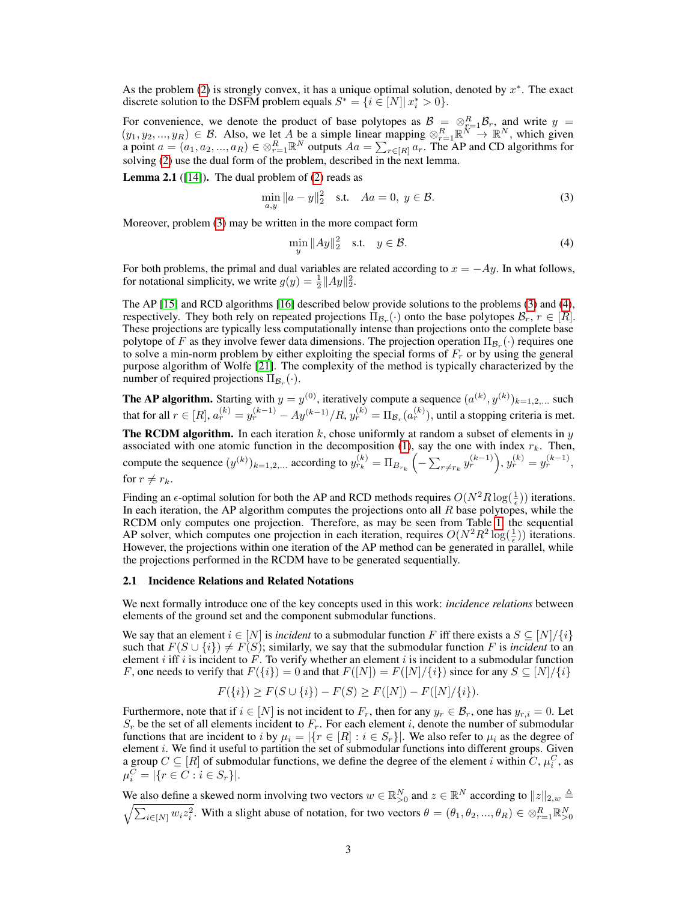As the problem (2) is strongly convex, it has a unique optimal solution, denoted by $x^*$. The exact discrete solution to the DSFM problem equals $S^* = \{i \in [N] | x_i^* > 0\}$.

For convenience, we denote the product of base polytopes as $\mathcal{B} = \otimes_{r=1}^R \mathcal{B}_r$, and write $y = (y_1, y_2, ..., y_R) \in \mathcal{B}$. Also, we let $A$ be a simple linear mapping $\otimes_{r=1}^R \mathbb{R}^N \to \mathbb{R}^N$, which given a point $a = (a_1, a_2, ..., a_R) \in \otimes_{r=1}^R \mathbb{R}^N$ outputs $Aa = \sum_{r \in [R]} a_r$. The AP and CD algorithms for solving (2) use the dual form of the problem, described in the next lemma.

**Lemma 2.1** ([14]). The dual problem of (2) reads as

$$\min_{a,y} \|a - y\|_2^2 \quad \text{s.t.} \quad Aa = 0, \ y \in \mathcal{B}. \tag{3}$$

Moreover, problem (3) may be written in the more compact form

$$\min_{y} \|Ay\|_2^2 \quad \text{s.t.} \quad y \in \mathcal{B}. \tag{4}$$

For both problems, the primal and dual variables are related according to $x = -Ay$. In what follows, for notational simplicity, we write $g(y) = \frac{1}{2}\|Ay\|_2^2$.

The AP [15] and RCD algorithms [16] described below provide solutions to the problems (3) and (4), respectively. They both rely on repeated projections $\Pi_{\mathcal{B}_r}(\cdot)$ onto the base polytopes $\mathcal{B}_r$, $r \in [R]$. These projections are typically less computationally intense than projections onto the complete base polytope of $F$ as they involve fewer data dimensions. The projection operation $\Pi_{\mathcal{B}_r}(\cdot)$ requires one to solve a min-norm problem by either exploiting the special forms of $F_r$ or by using the general purpose algorithm of Wolfe [21]. The complexity of the method is typically characterized by the number of required projections $\Pi_{\mathcal{B}_r}(\cdot)$.

**The AP algorithm.** Starting with $y = y^{(0)}$, iteratively compute a sequence $(a^{(k)}, y^{(k)})_{k=1,2,...}$ such that for all $r \in [R]$, $a_r^{(k)} = y_r^{(k-1)} - Ay^{(k-1)}/R$, $y_r^{(k)} = \Pi_{\mathcal{B}_r}(a_r^{(k)})$, until a stopping criteria is met.

**The RCDM algorithm.** In each iteration $k$, chose uniformly at random a subset of elements in $y$ associated with one atomic function in the decomposition (1), say the one with index $r_k$. Then, compute the sequence $(y^{(k)})_{k=1,2,...}$ according to $y_{r_k}^{(k)} = \Pi_{B_{r_k}}\left(-\sum_{r \neq r_k} y_r^{(k-1)}\right)$, $y_r^{(k)} = y_r^{(k-1)}$, for $r \neq r_k$.

Finding an $\epsilon$-optimal solution for both the AP and RCD methods requires $O(N^2 R \log(\frac{1}{\epsilon}))$ iterations. In each iteration, the AP algorithm computes the projections onto all $R$ base polytopes, while the RCDM only computes one projection. Therefore, as may be seen from Table 1, the sequential AP solver, which computes one projection in each iteration, requires $O(N^2 R^2 \log(\frac{1}{\epsilon}))$ iterations. However, the projections within one iteration of the AP method can be generated in parallel, while the projections performed in the RCDM have to be generated sequentially.

### 2.1 Incidence Relations and Related Notations

We next formally introduce one of the key concepts used in this work: *incidence relations* between elements of the ground set and the component submodular functions.

We say that an element $i \in [N]$ is *incident* to a submodular function $F$ iff there exists a $S \subseteq [N]/\{i\}$ such that $F(S \cup \{i\}) \neq F(S)$; similarly, we say that the submodular function $F$ is *incident* to an element $i$ iff $i$ is incident to $F$. To verify whether an element $i$ is incident to a submodular function $F$, one needs to verify that $F(\{i\}) = 0$ and that $F([N]) = F([N]/\{i\})$ since for any $S \subseteq [N]/\{i\}$

$$F(\{i\}) \geq F(S \cup \{i\}) - F(S) \geq F([N]) - F([N]/\{i\}).$$

Furthermore, note that if $i \in [N]$ is not incident to $F_r$, then for any $y_r \in \mathcal{B}_r$, one has $y_{r,i} = 0$. Let $S_r$ be the set of all elements incident to $F_r$. For each element $i$, denote the number of submodular functions that are incident to $i$ by $\mu_i = |\{r \in [R] : i \in S_r\}|$. We also refer to $\mu_i$ as the degree of element $i$. We find it useful to partition the set of submodular functions into different groups. Given a group $C \subseteq [R]$ of submodular functions, we define the degree of the element $i$ within $C$, $\mu_i^C$, as $\mu_i^C = |\{r \in C : i \in S_r\}|$.

We also define a skewed norm involving two vectors $w \in \mathbb{R}_{>0}^N$ and $z \in \mathbb{R}^N$ according to $\|z\|_{2,w} \triangleq \sqrt{\sum_{i \in [N]} w_i z_i^2}$. With a slight abuse of notation, for two vectors $\theta = (\theta_1, \theta_2, ..., \theta_R) \in \otimes_{r=1}^R \mathbb{R}_{>0}^N$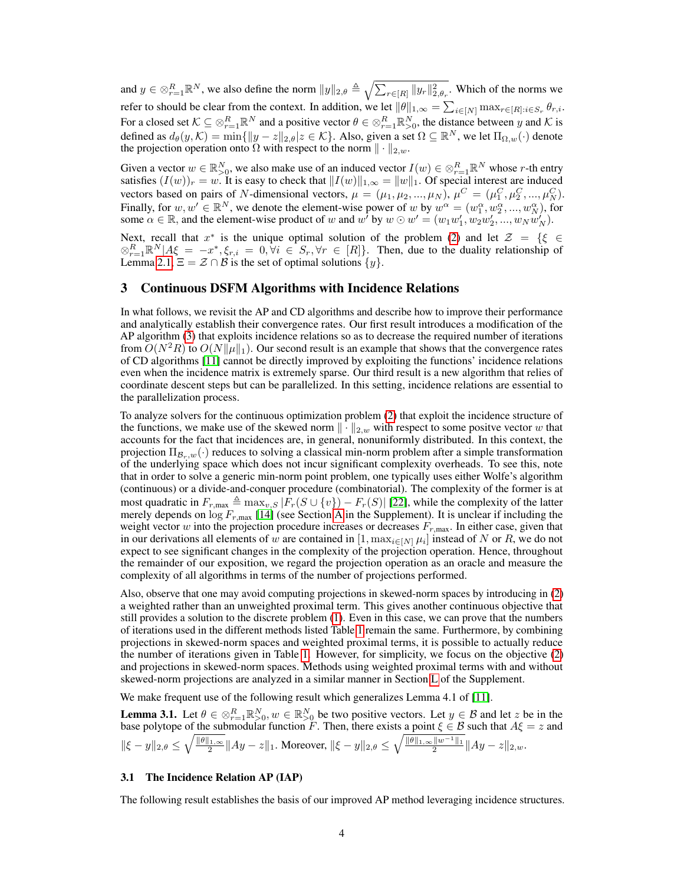and $y \in \otimes_{r=1}^{R} \mathbb{R}^N$, we also define the norm $\|y\|_{2,\theta} \triangleq \sqrt{\sum_{r\in[R]} \|y_r\|_{2,\theta_r}^2}$. Which of the norms we refer to should be clear from the context. In addition, we let $\|\theta\|_{1,\infty} = \sum_{i\in[N]} \max_{r\in[R]:i\in S_r} \theta_{r,i}$. For a closed set $\mathcal{K} \subseteq \otimes_{r=1}^{R} \mathbb{R}^N$ and a positive vector $\theta \in \otimes_{r=1}^{R} \mathbb{R}_{>0}^N$, the distance between $y$ and $\mathcal{K}$ is defined as $d_\theta(y, \mathcal{K}) = \min\{\|y - z\|_{2,\theta} | z \in \mathcal{K}\}$. Also, given a set $\Omega \subseteq \mathbb{R}^N$, we let $\Pi_{\Omega,w}(\cdot)$ denote the projection operation onto $\Omega$ with respect to the norm $\|\cdot\|_{2,w}$.

Given a vector $w \in \mathbb{R}_{>0}^N$, we also make use of an induced vector $I(w) \in \otimes_{r=1}^{R} \mathbb{R}^N$ whose $r$-th entry satisfies $(I(w))_r = w$. It is easy to check that $\|I(w)\|_{1,\infty} = \|w\|_1$. Of special interest are induced vectors based on pairs of $N$-dimensional vectors, $\mu = (\mu_1, \mu_2, ..., \mu_N)$, $\mu^C = (\mu_1^C, \mu_2^C, ..., \mu_N^C)$. Finally, for $w, w' \in \mathbb{R}^N$, we denote the element-wise power of $w$ by $w^\alpha = (w_1^\alpha, w_2^\alpha, ..., w_N^\alpha)$, for some $\alpha \in \mathbb{R}$, and the element-wise product of $w$ and $w'$ by $w \odot w' = (w_1 w_1', w_2 w_2', ..., w_N w_N')$.

Next, recall that $x^*$ is the unique optimal solution of the problem (2) and let $\mathcal{Z} = \{\xi \in \otimes_{r=1}^{R} \mathbb{R}^N | A\xi = -x^*, \xi_{r,i} = 0, \forall i \in S_r, \forall r \in [R]\}$. Then, due to the duality relationship of Lemma 2.1, $\Xi = \mathcal{Z} \cap \mathcal{B}$ is the set of optimal solutions $\{y\}$.

## 3 Continuous DSFM Algorithms with Incidence Relations

In what follows, we revisit the AP and CD algorithms and describe how to improve their performance and analytically establish their convergence rates. Our first result introduces a modification of the AP algorithm (3) that exploits incidence relations so as to decrease the required number of iterations from $O(N^2R)$ to $O(N\|\mu\|_1)$. Our second result is an example that shows that the convergence rates of CD algorithms [11] cannot be directly improved by exploiting the functions' incidence relations even when the incidence matrix is extremely sparse. Our third result is a new algorithm that relies of coordinate descent steps but can be parallelized. In this setting, incidence relations are essential to the parallelization process.

To analyze solvers for the continuous optimization problem (2) that exploit the incidence structure of the functions, we make use of the skewed norm $\|\cdot\|_{2,w}$ with respect to some positve vector $w$ that accounts for the fact that incidences are, in general, nonuniformly distributed. In this context, the projection $\Pi_{\mathcal{B}_r,w}(\cdot)$ reduces to solving a classical min-norm problem after a simple transformation of the underlying space which does not incur significant complexity overheads. To see this, note that in order to solve a generic min-norm point problem, one typically uses either Wolfe's algorithm (continuous) or a divide-and-conquer procedure (combinatorial). The complexity of the former is at most quadratic in $F_{r,\max} \triangleq \max_{v,S} |F_r(S \cup \{v\}) - F_r(S)|$ [22], while the complexity of the latter merely depends on $\log F_{r,\max}$ [14] (see Section A in the Supplement). It is unclear if including the weight vector $w$ into the projection procedure increases or decreases $F_{r,\max}$. In either case, given that in our derivations all elements of $w$ are contained in $[1, \max_{i\in[N]} \mu_i]$ instead of $N$ or $R$, we do not expect to see significant changes in the complexity of the projection operation. Hence, throughout the remainder of our exposition, we regard the projection operation as an oracle and measure the complexity of all algorithms in terms of the number of projections performed.

Also, observe that one may avoid computing projections in skewed-norm spaces by introducing in (2) a weighted rather than an unweighted proximal term. This gives another continuous objective that still provides a solution to the discrete problem (1). Even in this case, we can prove that the numbers of iterations used in the different methods listed Table 1 remain the same. Furthermore, by combining projections in skewed-norm spaces and weighted proximal terms, it is possible to actually reduce the number of iterations given in Table 1. However, for simplicity, we focus on the objective (2) and projections in skewed-norm spaces. Methods using weighted proximal terms with and without skewed-norm projections are analyzed in a similar manner in Section L of the Supplement.

We make frequent use of the following result which generalizes Lemma 4.1 of [11].

**Lemma 3.1.** Let $\theta \in \otimes_{r=1}^{R} \mathbb{R}_{>0}^N, w \in \mathbb{R}_{>0}^N$ be two positive vectors. Let $y \in \mathcal{B}$ and let $z$ be in the base polytope of the submodular function $F$. Then, there exists a point $\xi \in \mathcal{B}$ such that $A\xi = z$ and $\|\xi - y\|_{2,\theta} \leq \sqrt{\frac{\|\theta\|_{1,\infty}}{2}} \|Ay - z\|_1$. Moreover, $\|\xi - y\|_{2,\theta} \leq \sqrt{\frac{\|\theta\|_{1,\infty}\|w^{-1}\|_1}{2}} \|Ay - z\|_{2,w}$.

### 3.1 The Incidence Relation AP (IAP)

The following result establishes the basis of our improved AP method leveraging incidence structures.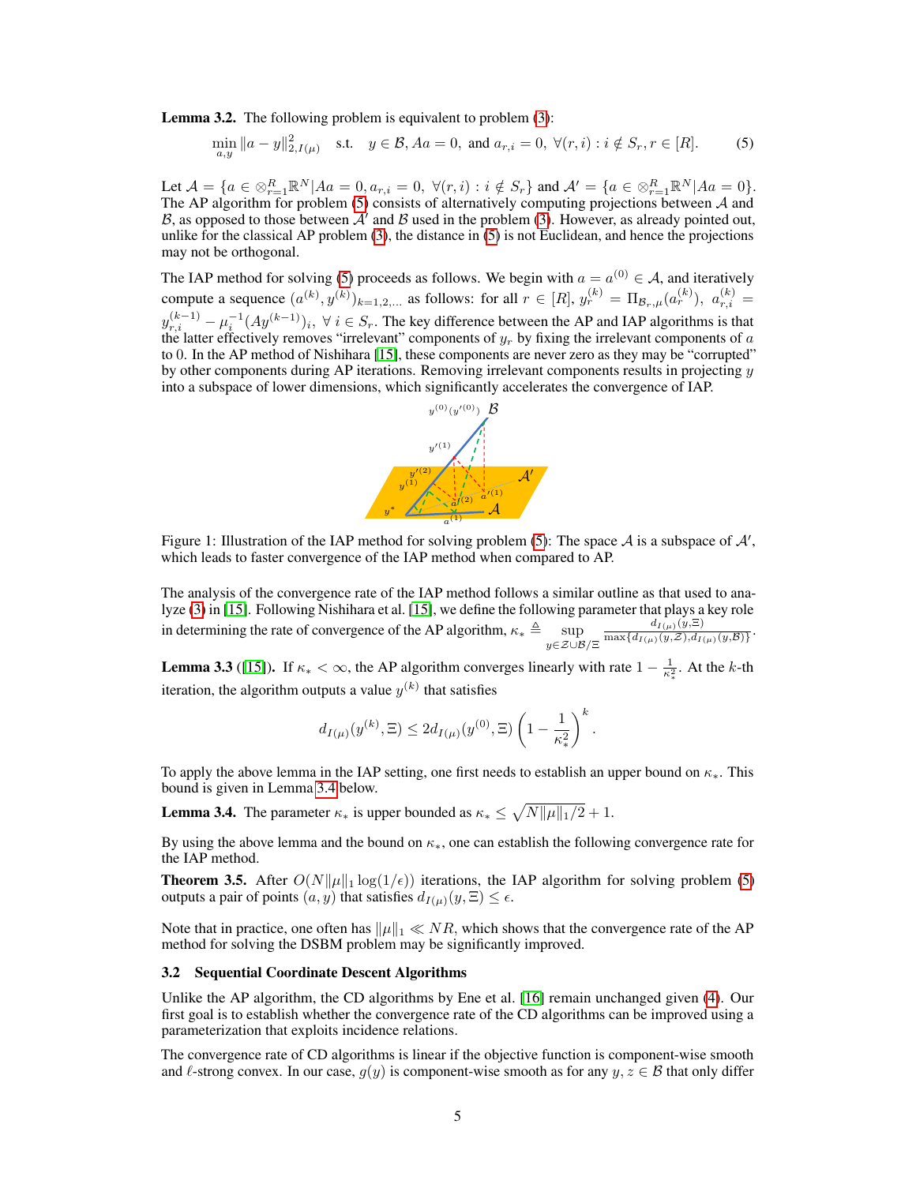**Lemma 3.2.** The following problem is equivalent to problem (3):

$$\min_{a,y} \|a - y\|_{2,I(\mu)}^2 \quad \text{s.t.} \quad y \in \mathcal{B}, Aa = 0, \text{ and } a_{r,i} = 0, \ \forall (r,i) : i \notin S_r, r \in [R]. \tag{5}$$

Let $\mathcal{A} = \{a \in \otimes_{r=1}^R \mathbb{R}^N | Aa = 0, a_{r,i} = 0, \ \forall (r,i) : i \notin S_r\}$ and $\mathcal{A}' = \{a \in \otimes_{r=1}^R \mathbb{R}^N | Aa = 0\}$. The AP algorithm for problem (5) consists of alternatively computing projections between $\mathcal{A}$ and $\mathcal{B}$, as opposed to those between $\mathcal{A}'$ and $\mathcal{B}$ used in the problem (3). However, as already pointed out, unlike for the classical AP problem (3), the distance in (5) is not Euclidean, and hence the projections may not be orthogonal.

The IAP method for solving (5) proceeds as follows. We begin with $a = a^{(0)} \in \mathcal{A}$, and iteratively compute a sequence $(a^{(k)}, y^{(k)})_{k=1,2,...}$ as follows: for all $r \in [R]$, $y_r^{(k)} = \Pi_{\mathcal{B}_r,\mu}(a_r^{(k)})$, $a_{r,i}^{(k)} = y_{r,i}^{(k-1)} - \mu_i^{-1}(Ay^{(k-1)})_i$, $\forall\, i \in S_r$. The key difference between the AP and IAP algorithms is that the latter effectively removes "irrelevant" components of $y_r$ by fixing the irrelevant components of $a$ to 0. In the AP method of Nishihara [15], these components are never zero as they may be "corrupted" by other components during AP iterations. Removing irrelevant components results in projecting $y$ into a subspace of lower dimensions, which significantly accelerates the convergence of IAP.

Figure 1: Illustration of the IAP method for solving problem (5): The space $\mathcal{A}$ is a subspace of $\mathcal{A}'$, which leads to faster convergence of the IAP method when compared to AP.

The analysis of the convergence rate of the IAP method follows a similar outline as that used to analyze (3) in [15]. Following Nishihara et al. [15], we define the following parameter that plays a key role in determining the rate of convergence of the AP algorithm, $\kappa_* \triangleq \sup_{y \in \mathcal{Z} \cup \mathcal{B} / \Xi} \frac{d_{I(\mu)}(y, \Xi)}{\max\{d_{I(\mu)}(y, \mathcal{Z}), d_{I(\mu)}(y, \mathcal{B})\}}$.

**Lemma 3.3** ([15]). If $\kappa_* < \infty$, the AP algorithm converges linearly with rate $1 - \frac{1}{\kappa_*^2}$. At the $k$-th iteration, the algorithm outputs a value $y^{(k)}$ that satisfies

$$d_{I(\mu)}(y^{(k)}, \Xi) \leq 2 d_{I(\mu)}(y^{(0)}, \Xi) \left(1 - \frac{1}{\kappa_*^2}\right)^k.$$

To apply the above lemma in the IAP setting, one first needs to establish an upper bound on $\kappa_*$. This bound is given in Lemma 3.4 below.

**Lemma 3.4.** The parameter $\kappa_*$ is upper bounded as $\kappa_* \leq \sqrt{N\|\mu\|_1/2} + 1$.

By using the above lemma and the bound on $\kappa_*$, one can establish the following convergence rate for the IAP method.

**Theorem 3.5.** After $O(N\|\mu\|_1 \log(1/\epsilon))$ iterations, the IAP algorithm for solving problem (5) outputs a pair of points $(a, y)$ that satisfies $d_{I(\mu)}(y, \Xi) \leq \epsilon$.

Note that in practice, one often has $\|\mu\|_1 \ll NR$, which shows that the convergence rate of the AP method for solving the DSBM problem may be significantly improved.

### 3.2 Sequential Coordinate Descent Algorithms

Unlike the AP algorithm, the CD algorithms by Ene et al. [16] remain unchanged given (4). Our first goal is to establish whether the convergence rate of the CD algorithms can be improved using a parameterization that exploits incidence relations.

The convergence rate of CD algorithms is linear if the objective function is component-wise smooth and $\ell$-strong convex. In our case, $g(y)$ is component-wise smooth as for any $y, z \in \mathcal{B}$ that only differ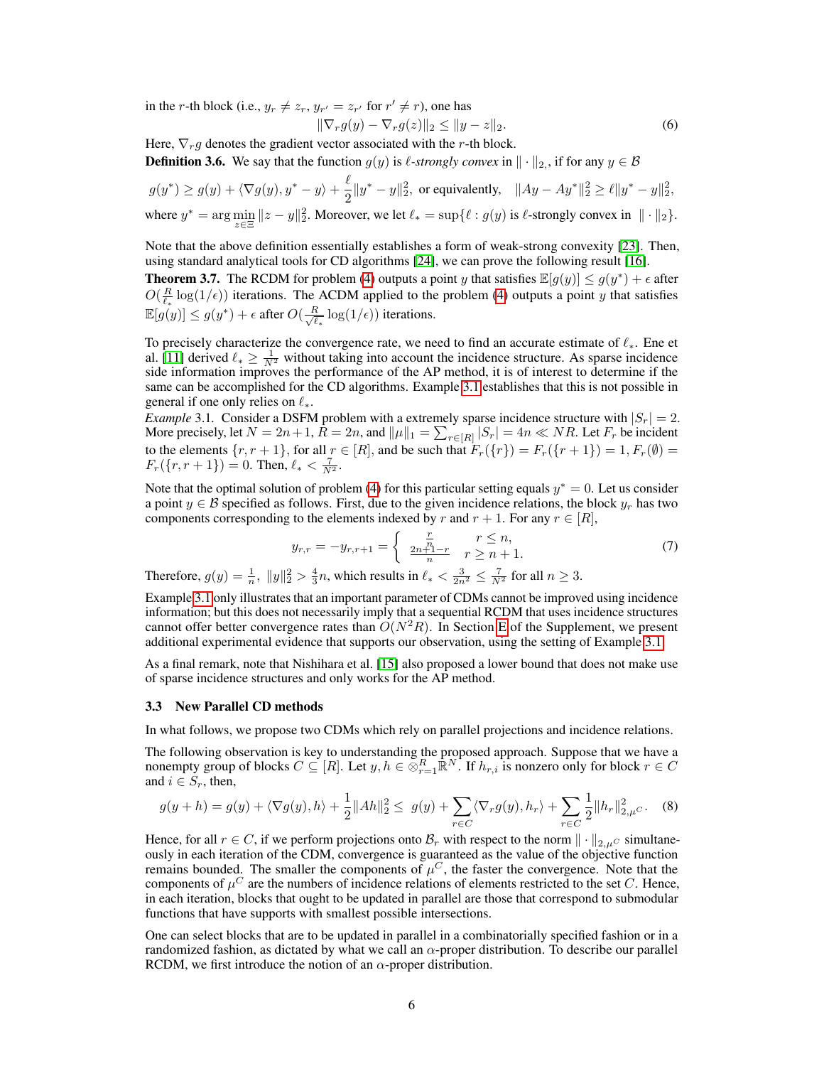in the $r$-th block (i.e., $y_r \neq z_r$, $y_{r'} = z_{r'}$ for $r' \neq r$), one has

$$\|\nabla_r g(y) - \nabla_r g(z)\|_2 \leq \|y - z\|_2. \tag{6}$$

Here, $\nabla_r g$ denotes the gradient vector associated with the $r$-th block.

**Definition 3.6.** We say that the function $g(y)$ is *$\ell$-strongly convex* in $\|\cdot\|_{2,}$, if for any $y \in \mathcal{B}$

$$g(y^*) \geq g(y) + \langle \nabla g(y), y^* - y\rangle + \frac{\ell}{2}\|y^* - y\|_2^2, \text{ or equivalently, } \quad \|Ay - Ay^*\|_2^2 \geq \ell \|y^* - y\|_2^2,$$

where $y^* = \arg\min_{z \in \Xi} \|z - y\|_2^2$. Moreover, we let $\ell_* = \sup\{\ell : g(y) \text{ is } \ell\text{-strongly convex in } \|\cdot\|_2\}$.

Note that the above definition essentially establishes a form of weak-strong convexity [23]. Then, using standard analytical tools for CD algorithms [24], we can prove the following result [16].

**Theorem 3.7.** The RCDM for problem (4) outputs a point $y$ that satisfies $\mathbb{E}[g(y)] \leq g(y^*) + \epsilon$ after $O(\frac{R}{\ell_*}\log(1/\epsilon))$ iterations. The ACDM applied to the problem (4) outputs a point $y$ that satisfies $\mathbb{E}[g(y)] \leq g(y^*) + \epsilon$ after $O(\frac{R}{\sqrt{\ell_*}}\log(1/\epsilon))$ iterations.

To precisely characterize the convergence rate, we need to find an accurate estimate of $\ell_*$. Ene et al. [11] derived $\ell_* \geq \frac{1}{N^2}$ without taking into account the incidence structure. As sparse incidence side information improves the performance of the AP method, it is of interest to determine if the same can be accomplished for the CD algorithms. Example 3.1 establishes that this is not possible in general if one only relies on $\ell_*$.

*Example* 3.1. Consider a DSFM problem with a extremely sparse incidence structure with $|S_r| = 2$. More precisely, let $N = 2n+1$, $R = 2n$, and $\|\mu\|_1 = \sum_{r\in[R]} |S_r| = 4n \ll NR$. Let $F_r$ be incident to the elements $\{r, r+1\}$, for all $r \in [R]$, and be such that $F_r(\{r\}) = F_r(\{r+1\}) = 1$, $F_r(\emptyset) = F_r(\{r, r+1\}) = 0$. Then, $\ell_* < \frac{7}{N^2}$.

Note that the optimal solution of problem (4) for this particular setting equals $y^* = 0$. Let us consider a point $y \in \mathcal{B}$ specified as follows. First, due to the given incidence relations, the block $y_r$ has two components corresponding to the elements indexed by $r$ and $r+1$. For any $r \in [R]$,

$$y_{r,r} = -y_{r,r+1} = \begin{cases} \frac{r}{n} & r \leq n, \\ \frac{2n+1-r}{n} & r \geq n+1. \end{cases} \tag{7}$$

Therefore, $g(y) = \frac{1}{n}$, $\|y\|_2^2 > \frac{4}{3}n$, which results in $\ell_* < \frac{3}{2n^2} \leq \frac{7}{N^2}$ for all $n \geq 3$.

Example 3.1 only illustrates that an important parameter of CDMs cannot be improved using incidence information; but this does not necessarily imply that a sequential RCDM that uses incidence structures cannot offer better convergence rates than $O(N^2 R)$. In Section E of the Supplement, we present additional experimental evidence that supports our observation, using the setting of Example 3.1.

As a final remark, note that Nishihara et al. [15] also proposed a lower bound that does not make use of sparse incidence structures and only works for the AP method.

### 3.3 New Parallel CD methods

In what follows, we propose two CDMs which rely on parallel projections and incidence relations.

The following observation is key to understanding the proposed approach. Suppose that we have a nonempty group of blocks $C \subseteq [R]$. Let $y, h \in \otimes_{r=1}^{R} \mathbb{R}^N$. If $h_{r,i}$ is nonzero only for block $r \in C$ and $i \in S_r$, then,

$$g(y+h) = g(y) + \langle \nabla g(y), h\rangle + \frac{1}{2}\|Ah\|_2^2 \leq \; g(y) + \sum_{r\in C}\langle \nabla_r g(y), h_r\rangle + \sum_{r \in C}\frac{1}{2}\|h_r\|_{2,\mu^C}^2. \tag{8}$$

Hence, for all $r \in C$, if we perform projections onto $\mathcal{B}_r$ with respect to the norm $\|\cdot\|_{2,\mu^C}$ simultaneously in each iteration of the CDM, convergence is guaranteed as the value of the objective function remains bounded. The smaller the components of $\mu^C$, the faster the convergence. Note that the components of $\mu^C$ are the numbers of incidence relations of elements restricted to the set $C$. Hence, in each iteration, blocks that ought to be updated in parallel are those that correspond to submodular functions that have supports with smallest possible intersections.

One can select blocks that are to be updated in parallel in a combinatorially specified fashion or in a randomized fashion, as dictated by what we call an $\alpha$-proper distribution. To describe our parallel RCDM, we first introduce the notion of an $\alpha$-proper distribution.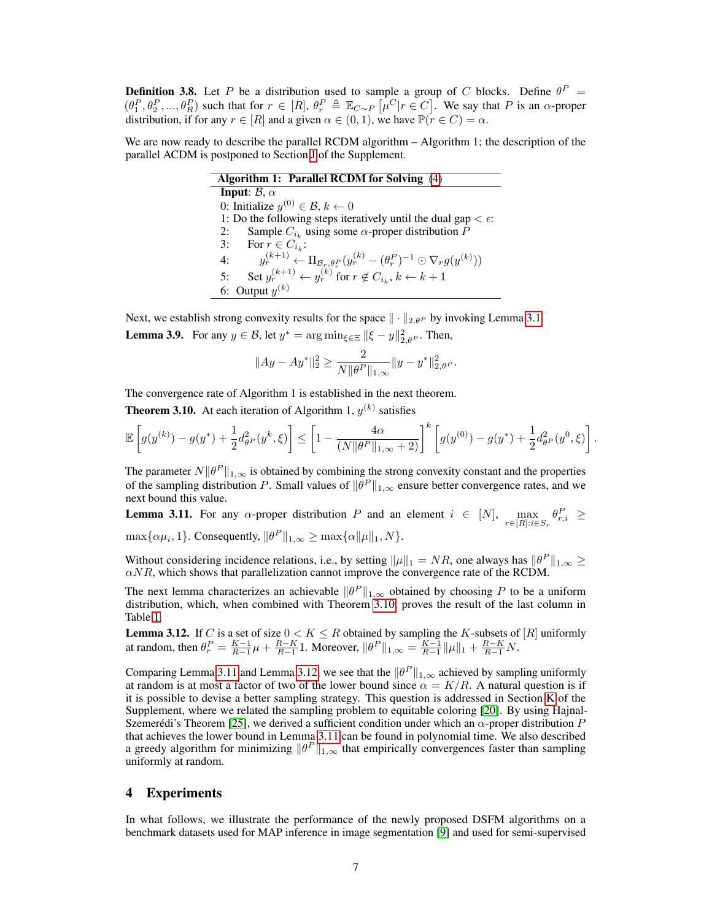**Definition 3.8.** Let $P$ be a distribution used to sample a group of $C$ blocks. Define $\theta^P = (\theta_1^P, \theta_2^P, ..., \theta_R^P)$ such that for $r \in [R]$, $\theta_r^P \triangleq \mathbb{E}_{C \sim P}\left[\mu^C | r \in C\right]$. We say that $P$ is an $\alpha$-proper distribution, if for any $r \in [R]$ and a given $\alpha \in (0, 1)$, we have $\mathbb{P}(r \in C) = \alpha$.

We are now ready to describe the parallel RCDM algorithm – Algorithm 1; the description of the parallel ACDM is postponed to Section J of the Supplement.

**Algorithm 1: Parallel RCDM for Solving (4)**

**Input**: $\mathcal{B}$, $\alpha$

0: Initialize $y^{(0)} \in \mathcal{B}$, $k \leftarrow 0$

1: Do the following steps iteratively until the dual gap $< \epsilon$:

2: Sample $C_{i_k}$ using some $\alpha$-proper distribution $P$

3: For $r \in C_{i_k}$:

4: $y_r^{(k+1)} \leftarrow \Pi_{\mathcal{B}_r, \theta_r^P}(y_r^{(k)} - (\theta_r^P)^{-1} \odot \nabla_r g(y^{(k)}))$

5: Set $y_r^{(k+1)} \leftarrow y_r^{(k)}$ for $r \notin C_{i_k}$, $k \leftarrow k+1$

6: Output $y^{(k)}$

Next, we establish strong convexity results for the space $\|\cdot\|_{2,\theta^P}$ by invoking Lemma 3.1.

**Lemma 3.9.** For any $y \in \mathcal{B}$, let $y^* = \arg\min_{\xi \in \Xi} \|\xi - y\|_{2,\theta^P}^2$. Then,

$$\|Ay - Ay^*\|_2^2 \geq \frac{2}{N\|\theta^P\|_{1,\infty}} \|y - y^*\|_{2,\theta^P}^2.$$

The convergence rate of Algorithm 1 is established in the next theorem.

**Theorem 3.10.** At each iteration of Algorithm 1, $y^{(k)}$ satisfies

$$\mathbb{E}\left[g(y^{(k)}) - g(y^*) + \frac{1}{2}d_{\theta^P}^2(y^k, \xi)\right] \leq \left[1 - \frac{4\alpha}{(N\|\theta^P\|_{1,\infty} + 2)}\right]^k \left[g(y^{(0)}) - g(y^*) + \frac{1}{2}d_{\theta^P}^2(y^0, \xi)\right].$$

The parameter $N\|\theta^P\|_{1,\infty}$ is obtained by combining the strong convexity constant and the properties of the sampling distribution $P$. Small values of $\|\theta^P\|_{1,\infty}$ ensure better convergence rates, and we next bound this value.

**Lemma 3.11.** For any $\alpha$-proper distribution $P$ and an element $i \in [N]$, $\max\limits_{r \in [R]: i \in S_r} \theta_{r,i}^P \geq \max\{\alpha\mu_i, 1\}$. Consequently, $\|\theta^P\|_{1,\infty} \geq \max\{\alpha\|\mu\|_1, N\}$.

Without considering incidence relations, i.e., by setting $\|\mu\|_1 = NR$, one always has $\|\theta^P\|_{1,\infty} \geq \alpha NR$, which shows that parallelization cannot improve the convergence rate of the RCDM.

The next lemma characterizes an achievable $\|\theta^P\|_{1,\infty}$ obtained by choosing $P$ to be a uniform distribution, which, when combined with Theorem 3.10, proves the result of the last column in Table 1.

**Lemma 3.12.** If $C$ is a set of size $0 < K \leq R$ obtained by sampling the $K$-subsets of $[R]$ uniformly at random, then $\theta_r^P = \frac{K-1}{R-1}\mu + \frac{R-K}{R-1}1$. Moreover, $\|\theta^P\|_{1,\infty} = \frac{K-1}{R-1}\|\mu\|_1 + \frac{R-K}{R-1}N$.

Comparing Lemma 3.11 and Lemma 3.12, we see that the $\|\theta^P\|_{1,\infty}$ achieved by sampling uniformly at random is at most a factor of two of the lower bound since $\alpha = K/R$. A natural question is if it is possible to devise a better sampling strategy. This question is addressed in Section K of the Supplement, where we related the sampling problem to equitable coloring [20]. By using Hajnal-Szemerédi's Theorem [25], we derived a sufficient condition under which an $\alpha$-proper distribution $P$ that achieves the lower bound in Lemma 3.11 can be found in polynomial time. We also described a greedy algorithm for minimizing $\|\theta^P\|_{1,\infty}$ that empirically convergences faster than sampling uniformly at random.

## 4 Experiments

In what follows, we illustrate the performance of the newly proposed DSFM algorithms on a benchmark datasets used for MAP inference in image segmentation [9] and used for semi-supervised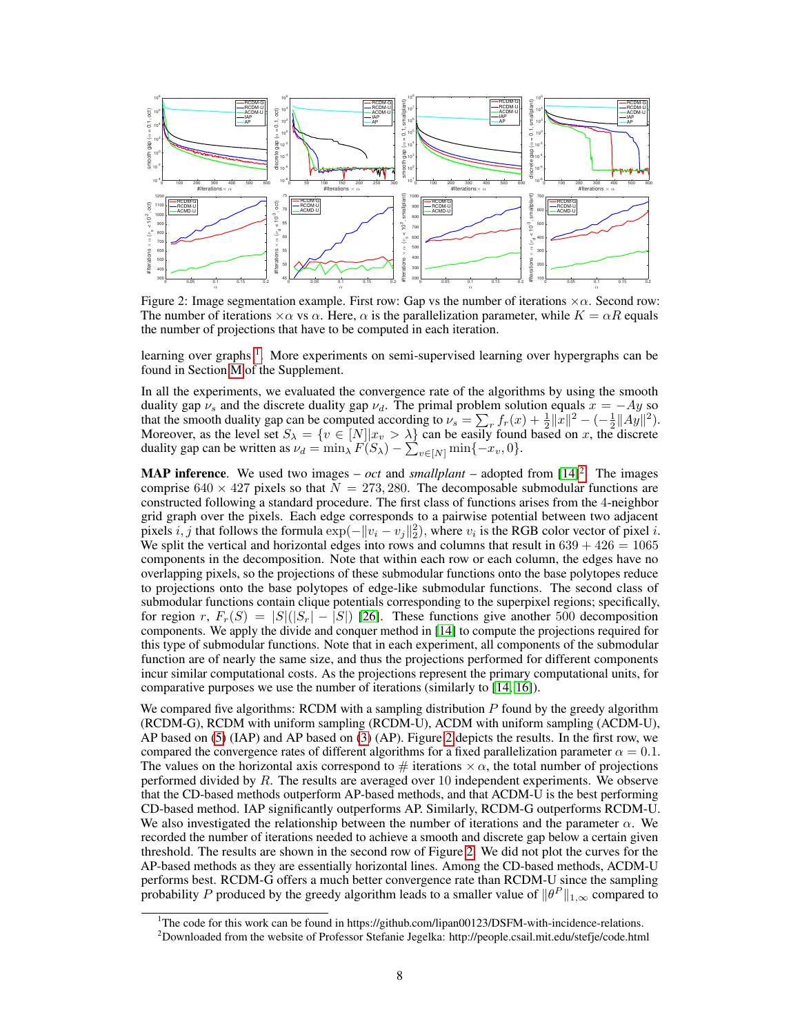Figure 2: Image segmentation example. First row: Gap vs the number of iterations $\times\alpha$. Second row: The number of iterations $\times\alpha$ vs $\alpha$. Here, $\alpha$ is the parallelization parameter, while $K = \alpha R$ equals the number of projections that have to be computed in each iteration.

learning over graphs [1]. More experiments on semi-supervised learning over hypergraphs can be found in Section M of the Supplement.

In all the experiments, we evaluated the convergence rate of the algorithms by using the smooth duality gap $\nu_s$ and the discrete duality gap $\nu_d$. The primal problem solution equals $x = -Ay$ so that the smooth duality gap can be computed according to $\nu_s = \sum_r f_r(x) + \frac{1}{2}\|x\|^2 - (-\frac{1}{2}\|Ay\|^2)$. Moreover, as the level set $S_\lambda = \{v \in [N] | x_v > \lambda\}$ can be easily found based on $x$, the discrete duality gap can be written as $\nu_d = \min_\lambda F(S_\lambda) - \sum_{v\in[N]} \min\{-x_v, 0\}$.

**MAP inference**. We used two images – *oct* and *smallplant* – adopted from [14][2]. The images comprise $640 \times 427$ pixels so that $N = 273,280$. The decomposable submodular functions are constructed following a standard procedure. The first class of functions arises from the 4-neighbor grid graph over the pixels. Each edge corresponds to a pairwise potential between two adjacent pixels $i, j$ that follows the formula $\exp(-\|v_i - v_j\|_2^2)$, where $v_i$ is the RGB color vector of pixel $i$. We split the vertical and horizontal edges into rows and columns that result in $639 + 426 = 1065$ components in the decomposition. Note that within each row or each column, the edges have no overlapping pixels, so the projections of these submodular functions onto the base polytopes reduce to projections onto the base polytopes of edge-like submodular functions. The second class of submodular functions contain clique potentials corresponding to the superpixel regions; specifically, for region $r$, $F_r(S) = |S|(|S_r| - |S|)$ [26]. These functions give another 500 decomposition components. We apply the divide and conquer method in [14] to compute the projections required for this type of submodular functions. Note that in each experiment, all components of the submodular function are of nearly the same size, and thus the projections performed for different components incur similar computational costs. As the projections represent the primary computational units, for comparative purposes we use the number of iterations (similarly to [14, 16]).

We compared five algorithms: RCDM with a sampling distribution $P$ found by the greedy algorithm (RCDM-G), RCDM with uniform sampling (RCDM-U), ACDM with uniform sampling (ACDM-U), AP based on (5) (IAP) and AP based on (3) (AP). Figure 2 depicts the results. In the first row, we compared the convergence rates of different algorithms for a fixed parallelization parameter $\alpha = 0.1$. The values on the horizontal axis correspond to # iterations $\times\,\alpha$, the total number of projections performed divided by $R$. The results are averaged over 10 independent experiments. We observe that the CD-based methods outperform AP-based methods, and that ACDM-U is the best performing CD-based method. IAP significantly outperforms AP. Similarly, RCDM-G outperforms RCDM-U. We also investigated the relationship between the number of iterations and the parameter $\alpha$. We recorded the number of iterations needed to achieve a smooth and discrete gap below a certain given threshold. The results are shown in the second row of Figure 2. We did not plot the curves for the AP-based methods as they are essentially horizontal lines. Among the CD-based methods, ACDM-U performs best. RCDM-G offers a much better convergence rate than RCDM-U since the sampling probability $P$ produced by the greedy algorithm leads to a smaller value of $\|\theta^P\|_{1,\infty}$ compared to

[1] The code for this work can be found in https://github.com/lipan00123/DSFM-with-incidence-relations.

[2] Downloaded from the website of Professor Stefanie Jegelka: http://people.csail.mit.edu/stefje/code.html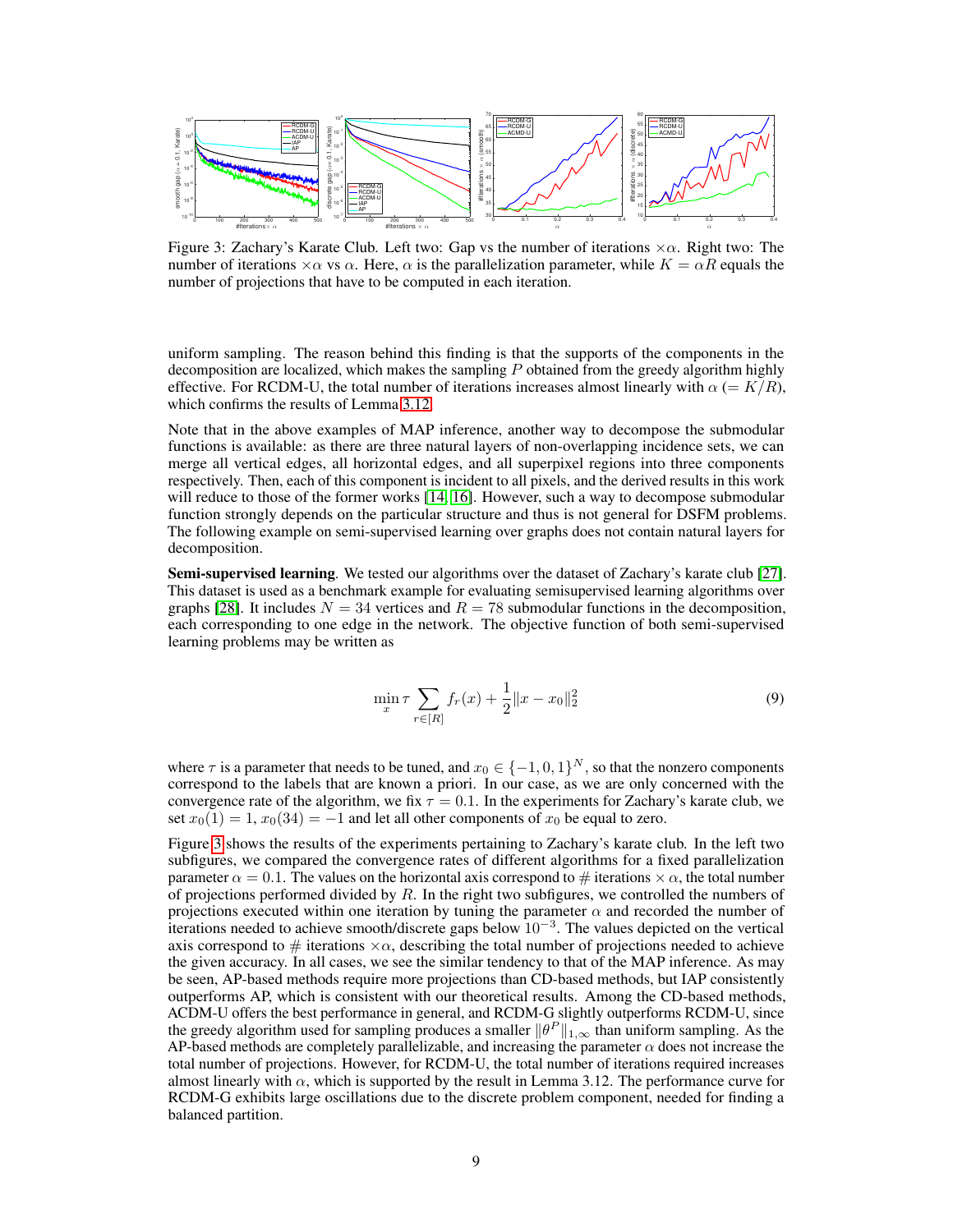Figure 3: Zachary's Karate Club. Left two: Gap vs the number of iterations $\times\alpha$. Right two: The number of iterations $\times\alpha$ vs $\alpha$. Here, $\alpha$ is the parallelization parameter, while $K = \alpha R$ equals the number of projections that have to be computed in each iteration.

uniform sampling. The reason behind this finding is that the supports of the components in the decomposition are localized, which makes the sampling $P$ obtained from the greedy algorithm highly effective. For RCDM-U, the total number of iterations increases almost linearly with $\alpha$ ($= K/R$), which confirms the results of Lemma 3.12.

Note that in the above examples of MAP inference, another way to decompose the submodular functions is available: as there are three natural layers of non-overlapping incidence sets, we can merge all vertical edges, all horizontal edges, and all superpixel regions into three components respectively. Then, each of this component is incident to all pixels, and the derived results in this work will reduce to those of the former works [14, 16]. However, such a way to decompose submodular function strongly depends on the particular structure and thus is not general for DSFM problems. The following example on semi-supervised learning over graphs does not contain natural layers for decomposition.

**Semi-supervised learning**. We tested our algorithms over the dataset of Zachary's karate club [27]. This dataset is used as a benchmark example for evaluating semisupervised learning algorithms over graphs [28]. It includes $N = 34$ vertices and $R = 78$ submodular functions in the decomposition, each corresponding to one edge in the network. The objective function of both semi-supervised learning problems may be written as

$$\min_x \tau \sum_{r \in [R]} f_r(x) + \frac{1}{2}\|x - x_0\|_2^2 \tag{9}$$

where $\tau$ is a parameter that needs to be tuned, and $x_0 \in \{-1, 0, 1\}^N$, so that the nonzero components correspond to the labels that are known a priori. In our case, as we are only concerned with the convergence rate of the algorithm, we fix $\tau = 0.1$. In the experiments for Zachary's karate club, we set $x_0(1) = 1$, $x_0(34) = -1$ and let all other components of $x_0$ be equal to zero.

Figure 3 shows the results of the experiments pertaining to Zachary's karate club. In the left two subfigures, we compared the convergence rates of different algorithms for a fixed parallelization parameter $\alpha = 0.1$. The values on the horizontal axis correspond to # iterations $\times\,\alpha$, the total number of projections performed divided by $R$. In the right two subfigures, we controlled the numbers of projections executed within one iteration by tuning the parameter $\alpha$ and recorded the number of iterations needed to achieve smooth/discrete gaps below $10^{-3}$. The values depicted on the vertical axis correspond to # iterations $\times\alpha$, describing the total number of projections needed to achieve the given accuracy. In all cases, we see the similar tendency to that of the MAP inference. As may be seen, AP-based methods require more projections than CD-based methods, but IAP consistently outperforms AP, which is consistent with our theoretical results. Among the CD-based methods, ACDM-U offers the best performance in general, and RCDM-G slightly outperforms RCDM-U, since the greedy algorithm used for sampling produces a smaller $\|\theta^P\|_{1,\infty}$ than uniform sampling. As the AP-based methods are completely parallelizable, and increasing the parameter $\alpha$ does not increase the total number of projections. However, for RCDM-U, the total number of iterations required increases almost linearly with $\alpha$, which is supported by the result in Lemma 3.12. The performance curve for RCDM-G exhibits large oscillations due to the discrete problem component, needed for finding a balanced partition.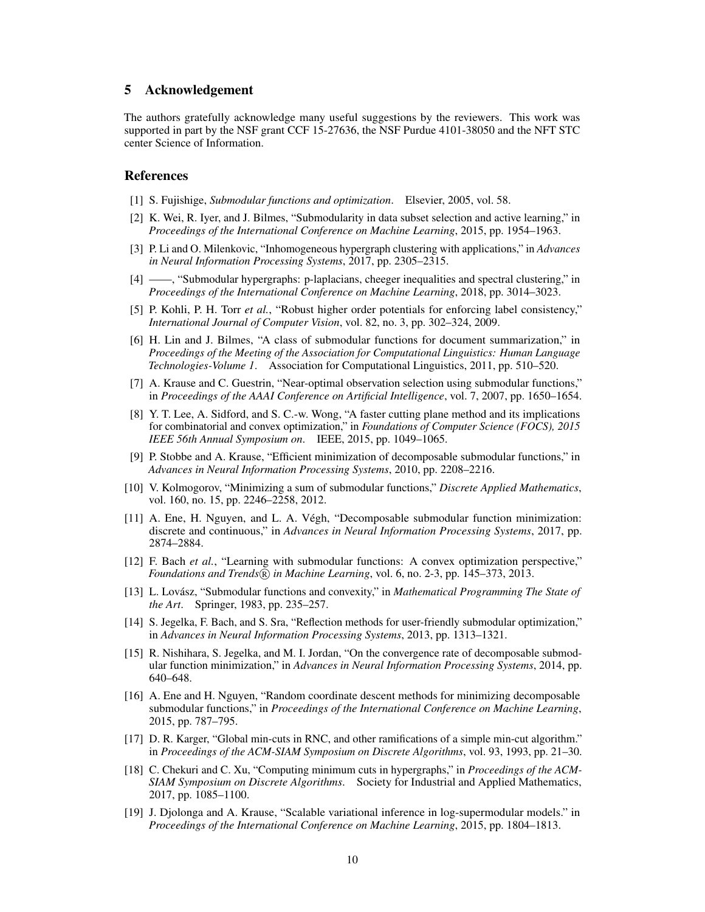## 5 Acknowledgement

The authors gratefully acknowledge many useful suggestions by the reviewers. This work was supported in part by the NSF grant CCF 15-27636, the NSF Purdue 4101-38050 and the NFT STC center Science of Information.

## References

[1] S. Fujishige, *Submodular functions and optimization*. Elsevier, 2005, vol. 58.

[2] K. Wei, R. Iyer, and J. Bilmes, "Submodularity in data subset selection and active learning," in *Proceedings of the International Conference on Machine Learning*, 2015, pp. 1954–1963.

[3] P. Li and O. Milenkovic, "Inhomogeneous hypergraph clustering with applications," in *Advances in Neural Information Processing Systems*, 2017, pp. 2305–2315.

[4] ——, "Submodular hypergraphs: p-laplacians, cheeger inequalities and spectral clustering," in *Proceedings of the International Conference on Machine Learning*, 2018, pp. 3014–3023.

[5] P. Kohli, P. H. Torr *et al.*, "Robust higher order potentials for enforcing label consistency," *International Journal of Computer Vision*, vol. 82, no. 3, pp. 302–324, 2009.

[6] H. Lin and J. Bilmes, "A class of submodular functions for document summarization," in *Proceedings of the Meeting of the Association for Computational Linguistics: Human Language Technologies-Volume 1*. Association for Computational Linguistics, 2011, pp. 510–520.

[7] A. Krause and C. Guestrin, "Near-optimal observation selection using submodular functions," in *Proceedings of the AAAI Conference on Artificial Intelligence*, vol. 7, 2007, pp. 1650–1654.

[8] Y. T. Lee, A. Sidford, and S. C.-w. Wong, "A faster cutting plane method and its implications for combinatorial and convex optimization," in *Foundations of Computer Science (FOCS), 2015 IEEE 56th Annual Symposium on*. IEEE, 2015, pp. 1049–1065.

[9] P. Stobbe and A. Krause, "Efficient minimization of decomposable submodular functions," in *Advances in Neural Information Processing Systems*, 2010, pp. 2208–2216.

[10] V. Kolmogorov, "Minimizing a sum of submodular functions," *Discrete Applied Mathematics*, vol. 160, no. 15, pp. 2246–2258, 2012.

[11] A. Ene, H. Nguyen, and L. A. Végh, "Decomposable submodular function minimization: discrete and continuous," in *Advances in Neural Information Processing Systems*, 2017, pp. 2874–2884.

[12] F. Bach *et al.*, "Learning with submodular functions: A convex optimization perspective," *Foundations and Trends® in Machine Learning*, vol. 6, no. 2-3, pp. 145–373, 2013.

[13] L. Lovász, "Submodular functions and convexity," in *Mathematical Programming The State of the Art*. Springer, 1983, pp. 235–257.

[14] S. Jegelka, F. Bach, and S. Sra, "Reflection methods for user-friendly submodular optimization," in *Advances in Neural Information Processing Systems*, 2013, pp. 1313–1321.

[15] R. Nishihara, S. Jegelka, and M. I. Jordan, "On the convergence rate of decomposable submodular function minimization," in *Advances in Neural Information Processing Systems*, 2014, pp. 640–648.

[16] A. Ene and H. Nguyen, "Random coordinate descent methods for minimizing decomposable submodular functions," in *Proceedings of the International Conference on Machine Learning*, 2015, pp. 787–795.

[17] D. R. Karger, "Global min-cuts in RNC, and other ramifications of a simple min-cut algorithm." in *Proceedings of the ACM-SIAM Symposium on Discrete Algorithms*, vol. 93, 1993, pp. 21–30.

[18] C. Chekuri and C. Xu, "Computing minimum cuts in hypergraphs," in *Proceedings of the ACM-SIAM Symposium on Discrete Algorithms*. Society for Industrial and Applied Mathematics, 2017, pp. 1085–1100.

[19] J. Djolonga and A. Krause, "Scalable variational inference in log-supermodular models." in *Proceedings of the International Conference on Machine Learning*, 2015, pp. 1804–1813.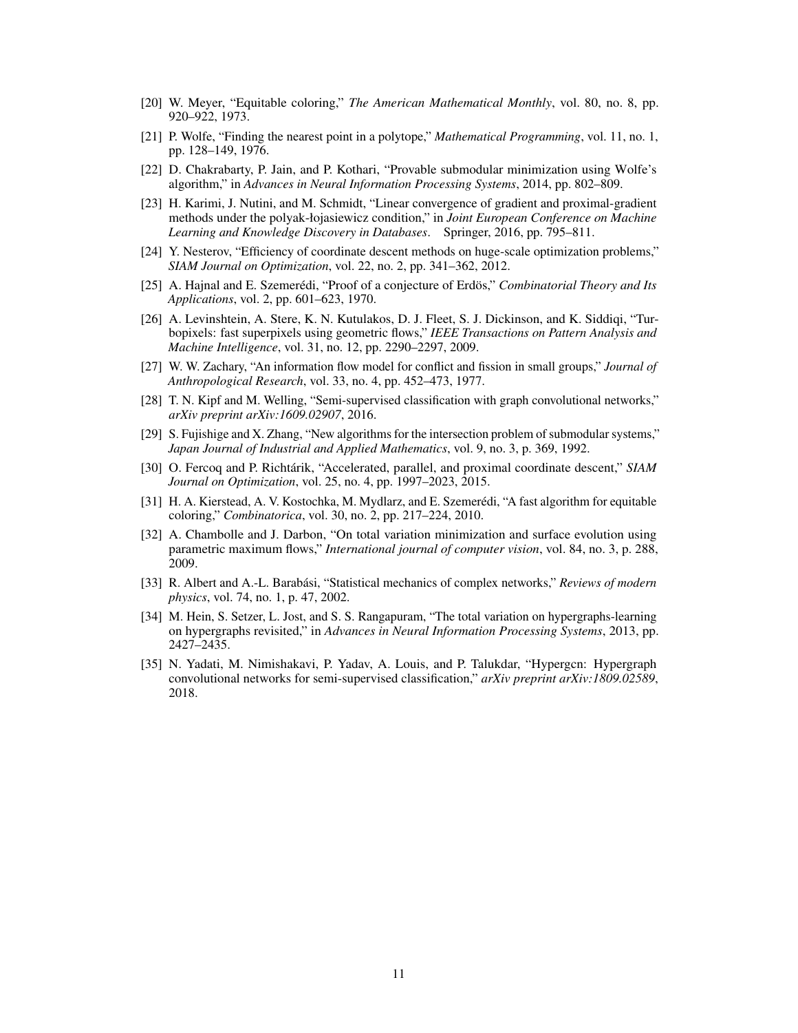[20] W. Meyer, "Equitable coloring," *The American Mathematical Monthly*, vol. 80, no. 8, pp. 920–922, 1973.

[21] P. Wolfe, "Finding the nearest point in a polytope," *Mathematical Programming*, vol. 11, no. 1, pp. 128–149, 1976.

[22] D. Chakrabarty, P. Jain, and P. Kothari, "Provable submodular minimization using Wolfe's algorithm," in *Advances in Neural Information Processing Systems*, 2014, pp. 802–809.

[23] H. Karimi, J. Nutini, and M. Schmidt, "Linear convergence of gradient and proximal-gradient methods under the polyak-łojasiewicz condition," in *Joint European Conference on Machine Learning and Knowledge Discovery in Databases*. Springer, 2016, pp. 795–811.

[24] Y. Nesterov, "Efficiency of coordinate descent methods on huge-scale optimization problems," *SIAM Journal on Optimization*, vol. 22, no. 2, pp. 341–362, 2012.

[25] A. Hajnal and E. Szemerédi, "Proof of a conjecture of Erdös," *Combinatorial Theory and Its Applications*, vol. 2, pp. 601–623, 1970.

[26] A. Levinshtein, A. Stere, K. N. Kutulakos, D. J. Fleet, S. J. Dickinson, and K. Siddiqi, "Turbopixels: fast superpixels using geometric flows," *IEEE Transactions on Pattern Analysis and Machine Intelligence*, vol. 31, no. 12, pp. 2290–2297, 2009.

[27] W. W. Zachary, "An information flow model for conflict and fission in small groups," *Journal of Anthropological Research*, vol. 33, no. 4, pp. 452–473, 1977.

[28] T. N. Kipf and M. Welling, "Semi-supervised classification with graph convolutional networks," *arXiv preprint arXiv:1609.02907*, 2016.

[29] S. Fujishige and X. Zhang, "New algorithms for the intersection problem of submodular systems," *Japan Journal of Industrial and Applied Mathematics*, vol. 9, no. 3, p. 369, 1992.

[30] O. Fercoq and P. Richtárik, "Accelerated, parallel, and proximal coordinate descent," *SIAM Journal on Optimization*, vol. 25, no. 4, pp. 1997–2023, 2015.

[31] H. A. Kierstead, A. V. Kostochka, M. Mydlarz, and E. Szemerédi, "A fast algorithm for equitable coloring," *Combinatorica*, vol. 30, no. 2, pp. 217–224, 2010.

[32] A. Chambolle and J. Darbon, "On total variation minimization and surface evolution using parametric maximum flows," *International journal of computer vision*, vol. 84, no. 3, p. 288, 2009.

[33] R. Albert and A.-L. Barabási, "Statistical mechanics of complex networks," *Reviews of modern physics*, vol. 74, no. 1, p. 47, 2002.

[34] M. Hein, S. Setzer, L. Jost, and S. S. Rangapuram, "The total variation on hypergraphs-learning on hypergraphs revisited," in *Advances in Neural Information Processing Systems*, 2013, pp. 2427–2435.

[35] N. Yadati, M. Nimishakavi, P. Yadav, A. Louis, and P. Talukdar, "Hypergcn: Hypergraph convolutional networks for semi-supervised classification," *arXiv preprint arXiv:1809.02589*, 2018.